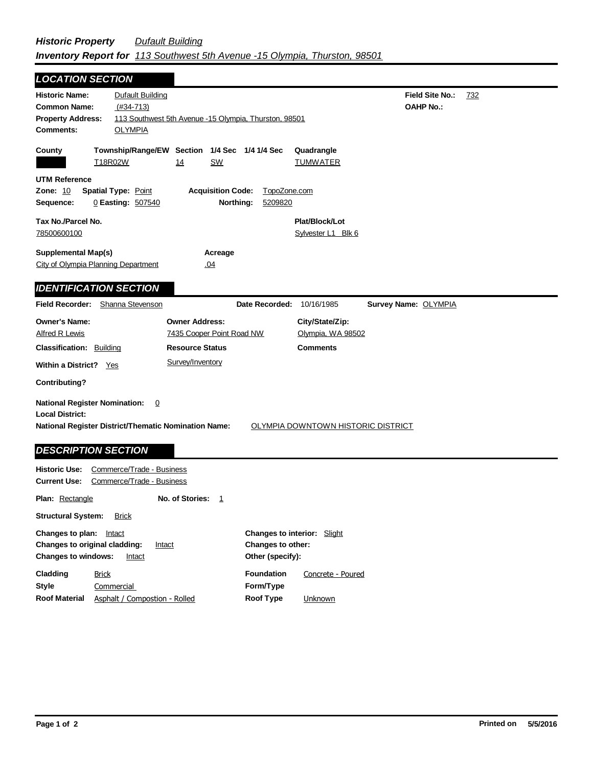***Historic Property*** *Dufault Building*

***Inventory Report for*** *113 Southwest 5th Avenue -15 Olympia, Thurston, 98501*

## LOCATION SECTION

**Historic Name:** Dufault Building

**Common Name:** (#34-713)

**Property Address:** 113 Southwest 5th Avenue -15 Olympia, Thurston, 98501

**Comments:** OLYMPIA

**Field Site No.:** 732

**OAHP No.:**

| County | Township/Range/EW | Section | 1/4 Sec | 1/4 1/4 Sec | Quadrangle |
|---|---|---|---|---|---|
| | T18R02W | 14 | SW | | TUMWATER |

**UTM Reference**

**Zone:** 10 **Spatial Type:** Point **Acquisition Code:** TopoZone.com

**Sequence:** 0 **Easting:** 507540 **Northing:** 5209820

**Tax No./Parcel No.** 78500600100

**Plat/Block/Lot** Sylvester L1 Blk 6

**Supplemental Map(s)** City of Olympia Planning Department

**Acreage** .04

## IDENTIFICATION SECTION

**Field Recorder:** Shanna Stevenson **Date Recorded:** 10/16/1985 **Survey Name:** OLYMPIA

| Owner's Name: | Owner Address: | City/State/Zip: |
|---|---|---|
| Alfred R Lewis | 7435 Cooper Point Road NW | Olympia, WA 98502 |

**Classification:** Building

**Resource Status** Survey/Inventory

**Comments**

**Within a District?** Yes

**Contributing?**

**National Register Nomination:** 0

**Local District:**

**National Register District/Thematic Nomination Name:** OLYMPIA DOWNTOWN HISTORIC DISTRICT

## DESCRIPTION SECTION

**Historic Use:** Commerce/Trade - Business

**Current Use:** Commerce/Trade - Business

**Plan:** Rectangle **No. of Stories:** 1

**Structural System:** Brick

**Changes to plan:** Intact

**Changes to original cladding:** Intact

**Changes to windows:** Intact

**Changes to interior:** Slight

**Changes to other:**

**Other (specify):**

**Cladding** Brick

**Style** Commercial

**Roof Material** Asphalt / Compostion - Rolled

**Foundation** Concrete - Poured

**Form/Type**

**Roof Type** Unknown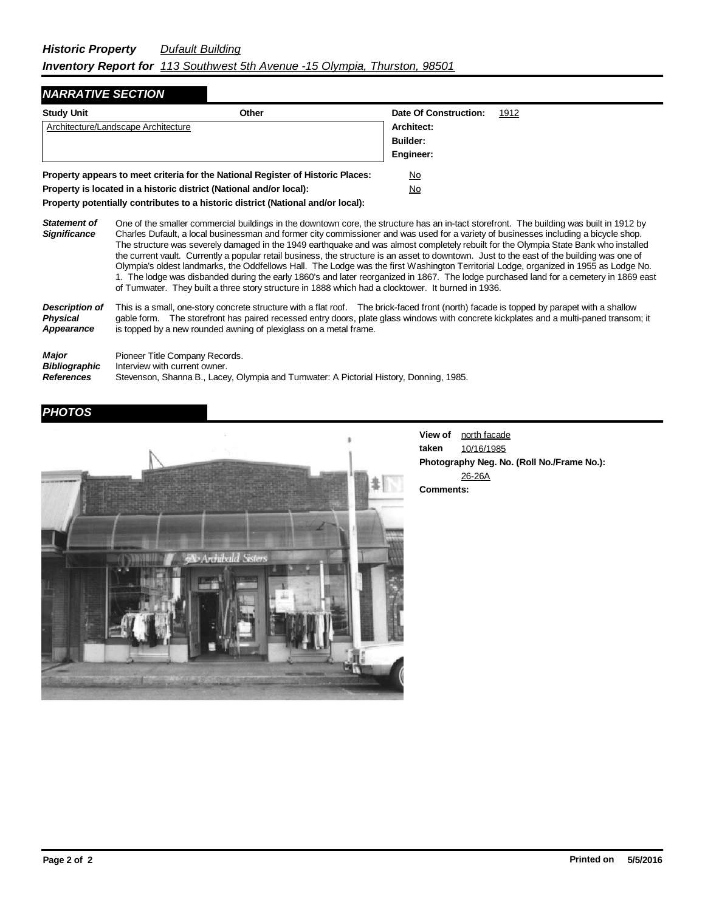## *Historic Property* *Dufault Building*
## *Inventory Report for* *113 Southwest 5th Avenue -15 Olympia, Thurston, 98501*

## *NARRATIVE SECTION*

| Study Unit | Other | Date Of Construction: | 1912 |
|---|---|---|---|
| Architecture/Landscape Architecture | | Architect: | |
| | | Builder: | |
| | | Engineer: | |

**Property appears to meet criteria for the National Register of Historic Places:** No

**Property is located in a historic district (National and/or local):** No

**Property potentially contributes to a historic district (National and/or local):**

***Statement of Significance***

One of the smaller commercial buildings in the downtown core, the structure has an in-tact storefront. The building was built in 1912 by Charles Dufault, a local businessman and former city commissioner and was used for a variety of businesses including a bicycle shop. The structure was severely damaged in the 1949 earthquake and was almost completely rebuilt for the Olympia State Bank who installed the current vault. Currently a popular retail business, the structure is an asset to downtown. Just to the east of the building was one of Olympia's oldest landmarks, the Oddfellows Hall. The Lodge was the first Washington Territorial Lodge, organized in 1955 as Lodge No. 1. The lodge was disbanded during the early 1860's and later reorganized in 1867. The lodge purchased land for a cemetery in 1869 east of Tumwater. They built a three story structure in 1888 which had a clocktower. It burned in 1936.

***Description of Physical Appearance***

This is a small, one-story concrete structure with a flat roof. The brick-faced front (north) facade is topped by parapet with a shallow gable form. The storefront has paired recessed entry doors, plate glass windows with concrete kickplates and a multi-paned transom; it is topped by a new rounded awning of plexiglass on a metal frame.

***Major Bibliographic References***

Pioneer Title Company Records.
Interview with current owner.
Stevenson, Shanna B., Lacey, Olympia and Tumwater: A Pictorial History, Donning, 1985.

## *PHOTOS*

**View of** north facade
**taken** 10/16/1985
**Photography Neg. No. (Roll No./Frame No.):** 26-26A
**Comments:**